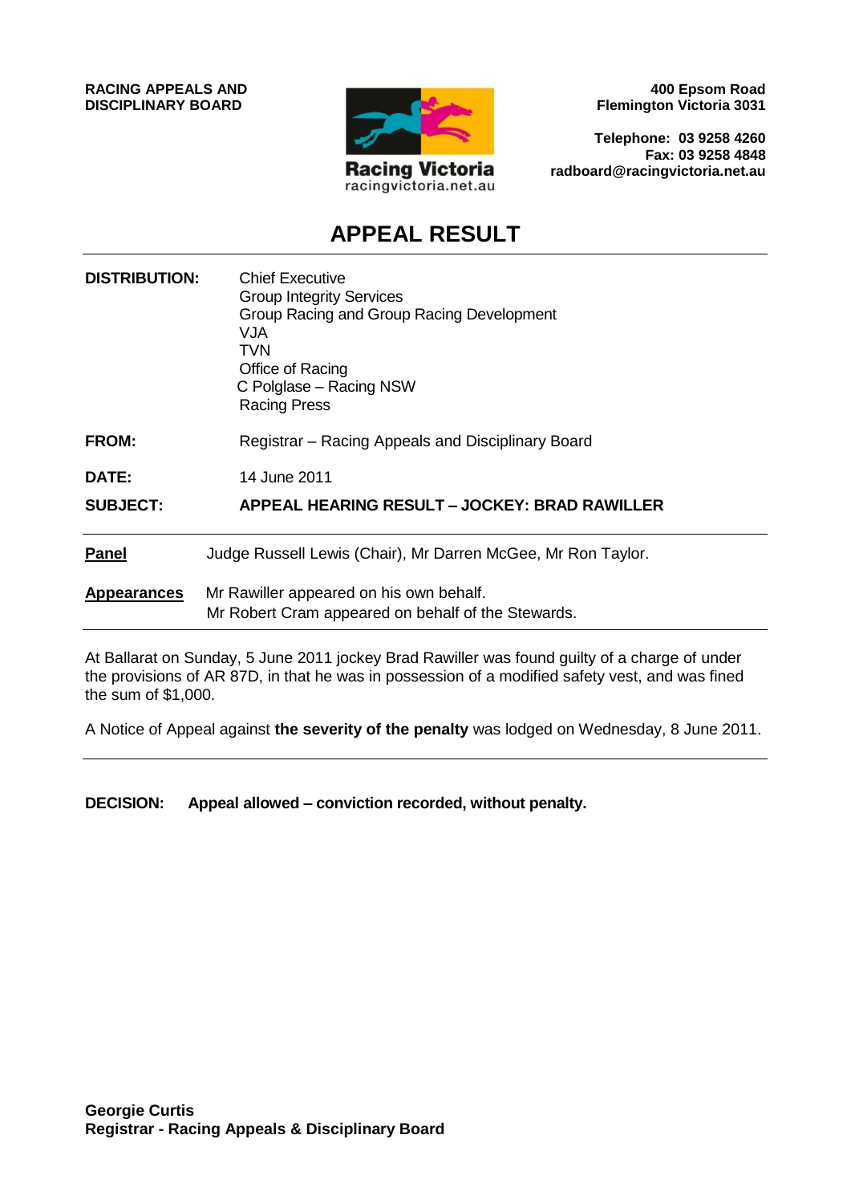**RACING APPEALS AND DISCIPLINARY BOARD**

Racing Victoria
racingvictoria.net.au

**400 Epsom Road**
**Flemington Victoria 3031**

**Telephone: 03 9258 4260**
**Fax: 03 9258 4848**
**radboard@racingvictoria.net.au**

# APPEAL RESULT

**DISTRIBUTION:** Chief Executive
Group Integrity Services
Group Racing and Group Racing Development
VJA
TVN
Office of Racing
C Polglase – Racing NSW
Racing Press

**FROM:** Registrar – Racing Appeals and Disciplinary Board

**DATE:** 14 June 2011

**SUBJECT:** **APPEAL HEARING RESULT – JOCKEY: BRAD RAWILLER**

---

**Panel** Judge Russell Lewis (Chair), Mr Darren McGee, Mr Ron Taylor.

**Appearances** Mr Rawiller appeared on his own behalf.
Mr Robert Cram appeared on behalf of the Stewards.

---

At Ballarat on Sunday, 5 June 2011 jockey Brad Rawiller was found guilty of a charge of under the provisions of AR 87D, in that he was in possession of a modified safety vest, and was fined the sum of $1,000.

A Notice of Appeal against **the severity of the penalty** was lodged on Wednesday, 8 June 2011.

---

**DECISION: Appeal allowed – conviction recorded, without penalty.**

**Georgie Curtis**
**Registrar - Racing Appeals & Disciplinary Board**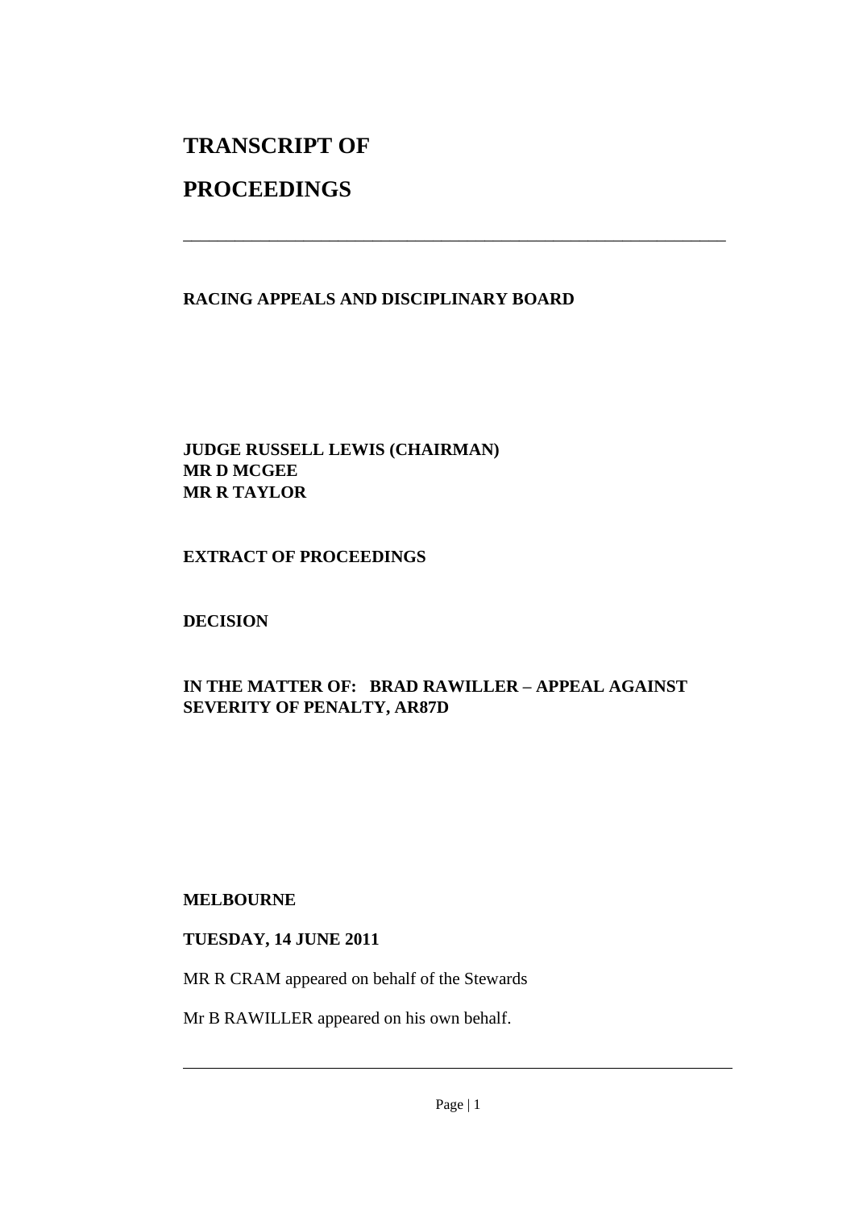# TRANSCRIPT OF

# PROCEEDINGS

---

**RACING APPEALS AND DISCIPLINARY BOARD**

**JUDGE RUSSELL LEWIS (CHAIRMAN)**
**MR D MCGEE**
**MR R TAYLOR**

**EXTRACT OF PROCEEDINGS**

**DECISION**

**IN THE MATTER OF: BRAD RAWILLER – APPEAL AGAINST SEVERITY OF PENALTY, AR87D**

**MELBOURNE**

**TUESDAY, 14 JUNE 2011**

MR R CRAM appeared on behalf of the Stewards

Mr B RAWILLER appeared on his own behalf.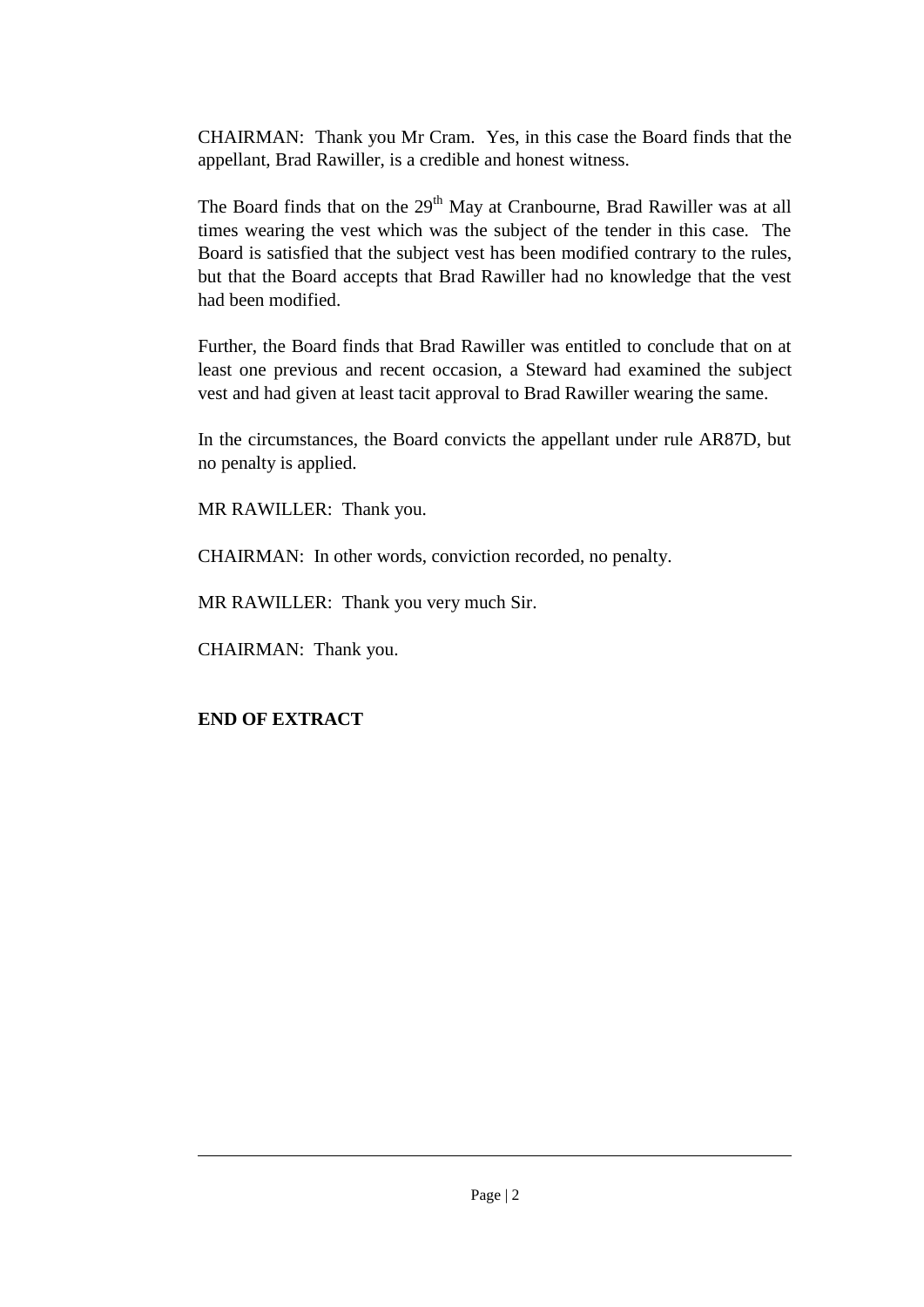CHAIRMAN: Thank you Mr Cram. Yes, in this case the Board finds that the appellant, Brad Rawiller, is a credible and honest witness.

The Board finds that on the 29th May at Cranbourne, Brad Rawiller was at all times wearing the vest which was the subject of the tender in this case. The Board is satisfied that the subject vest has been modified contrary to the rules, but that the Board accepts that Brad Rawiller had no knowledge that the vest had been modified.

Further, the Board finds that Brad Rawiller was entitled to conclude that on at least one previous and recent occasion, a Steward had examined the subject vest and had given at least tacit approval to Brad Rawiller wearing the same.

In the circumstances, the Board convicts the appellant under rule AR87D, but no penalty is applied.

MR RAWILLER: Thank you.

CHAIRMAN: In other words, conviction recorded, no penalty.

MR RAWILLER: Thank you very much Sir.

CHAIRMAN: Thank you.

**END OF EXTRACT**